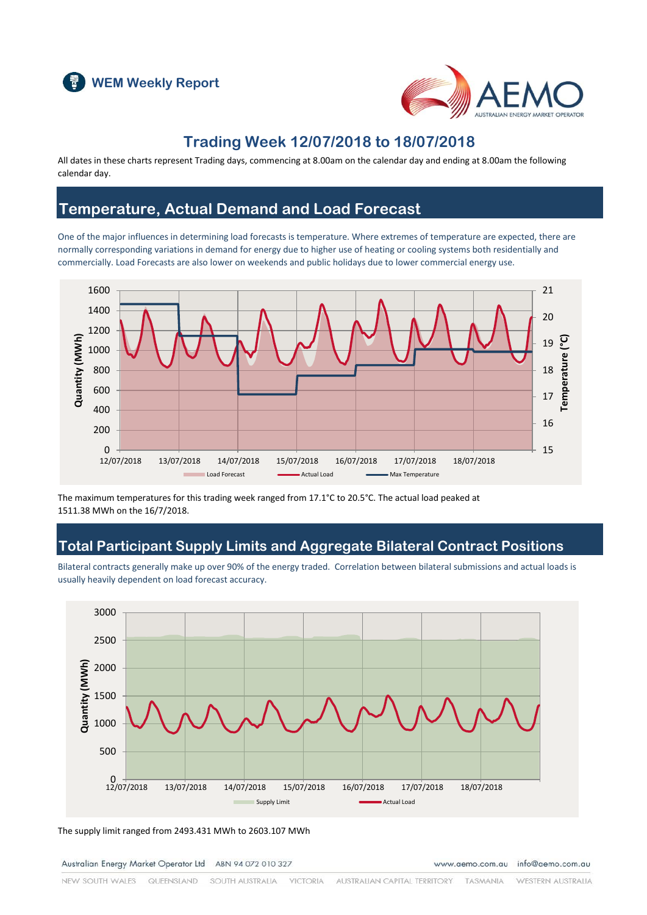WEM Weekly Report

# Trading Week 12/07/2018 to 18/07/2018

All dates in these charts represent Trading days, commencing at 8.00am on the calendar day and ending at 8.00am the following calendar day.

## Temperature, Actual Demand and Load Forecast

One of the major influences in determining load forecasts is temperature. Where extremes of temperature are expected, there are normally corresponding variations in demand for energy due to higher use of heating or cooling systems both residentially and commercially. Load Forecasts are also lower on weekends and public holidays due to lower commercial energy use.

The maximum temperatures for this trading week ranged from 17.1°C to 20.5°C. The actual load peaked at 1511.38 MWh on the 16/7/2018.

## Total Participant Supply Limits and Aggregate Bilateral Contract Positions

Bilateral contracts generally make up over 90% of the energy traded. Correlation between bilateral submissions and actual loads is usually heavily dependent on load forecast accuracy.

The supply limit ranged from 2493.431 MWh to 2603.107 MWh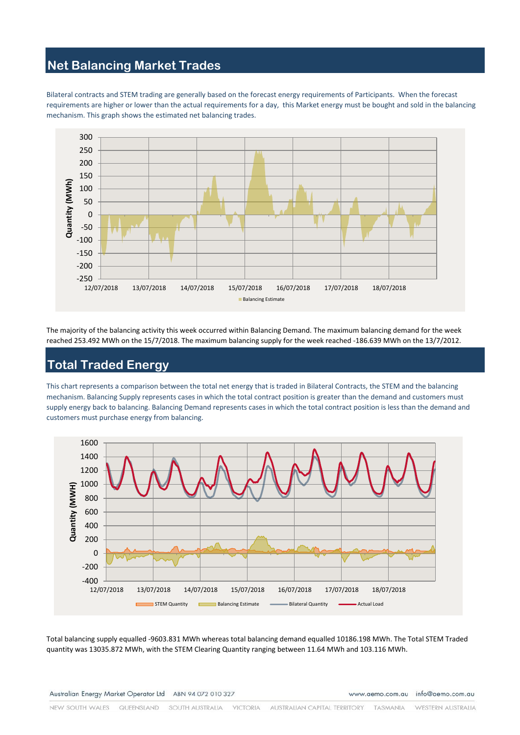## Net Balancing Market Trades

Bilateral contracts and STEM trading are generally based on the forecast energy requirements of Participants. When the forecast requirements are higher or lower than the actual requirements for a day, this Market energy must be bought and sold in the balancing mechanism. This graph shows the estimated net balancing trades.

The majority of the balancing activity this week occurred within Balancing Demand. The maximum balancing demand for the week reached 253.492 MWh on the 15/7/2018. The maximum balancing supply for the week reached -186.639 MWh on the 13/7/2012.

## Total Traded Energy

This chart represents a comparison between the total net energy that is traded in Bilateral Contracts, the STEM and the balancing mechanism. Balancing Supply represents cases in which the total contract position is greater than the demand and customers must supply energy back to balancing. Balancing Demand represents cases in which the total contract position is less than the demand and customers must purchase energy from balancing.

Total balancing supply equalled -9603.831 MWh whereas total balancing demand equalled 10186.198 MWh. The Total STEM Traded quantity was 13035.872 MWh, with the STEM Clearing Quantity ranging between 11.64 MWh and 103.116 MWh.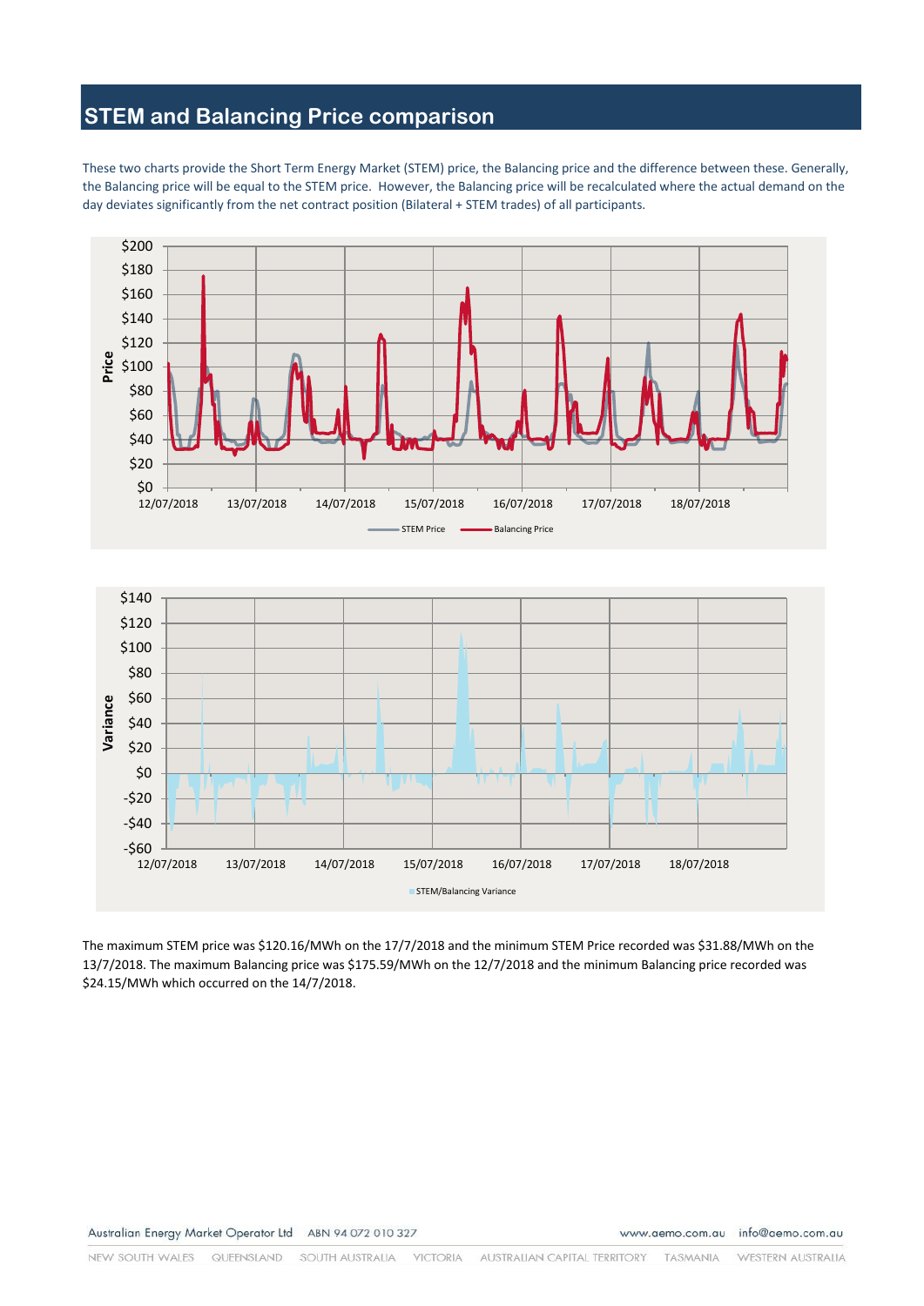## STEM and Balancing Price comparison

These two charts provide the Short Term Energy Market (STEM) price, the Balancing price and the difference between these. Generally, the Balancing price will be equal to the STEM price. However, the Balancing price will be recalculated where the actual demand on the day deviates significantly from the net contract position (Bilateral + STEM trades) of all participants.

Price

$200
$180
$160
$140
$120
$100
$80
$60
$40
$20
$0

12/07/2018 13/07/2018 14/07/2018 15/07/2018 16/07/2018 17/07/2018 18/07/2018

STEM Price
Balancing Price

Variance

$140
$120
$100
$80
$60
$40
$20
$0
-$20
-$40
-$60

12/07/2018 13/07/2018 14/07/2018 15/07/2018 16/07/2018 17/07/2018 18/07/2018

STEM/Balancing Variance

The maximum STEM price was $120.16/MWh on the 17/7/2018 and the minimum STEM Price recorded was $31.88/MWh on the 13/7/2018. The maximum Balancing price was $175.59/MWh on the 12/7/2018 and the minimum Balancing price recorded was $24.15/MWh which occurred on the 14/7/2018.